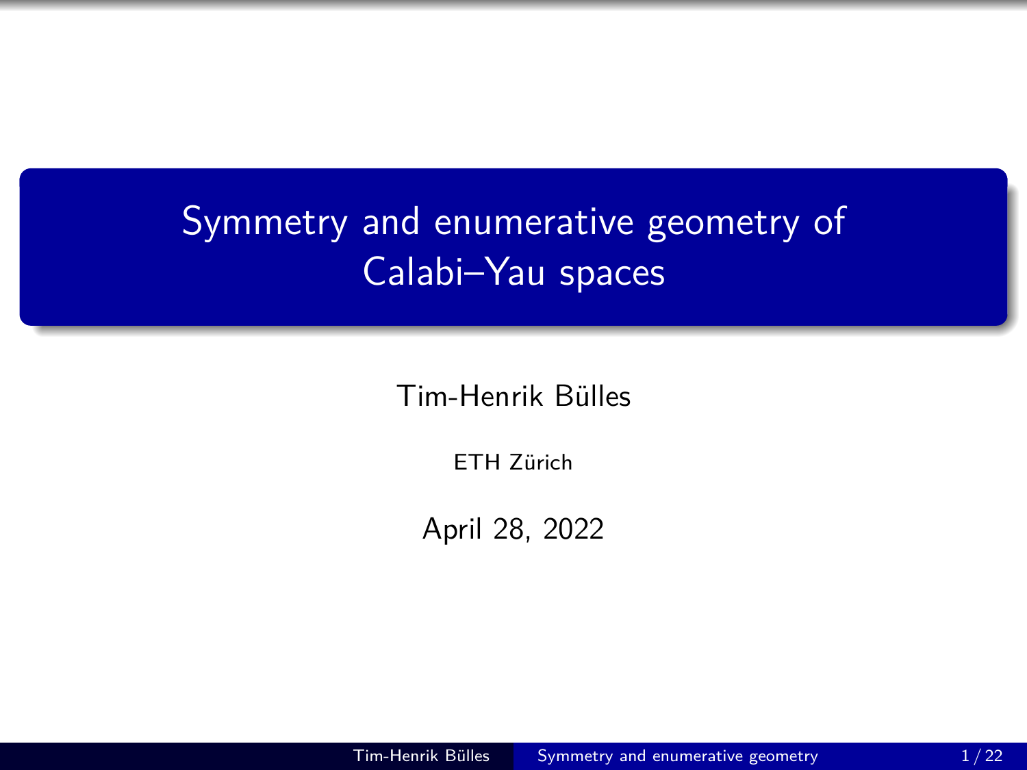# Symmetry and enumerative geometry of Calabi–Yau spaces

Tim-Henrik Bülles

ETH Zürich

April 28, 2022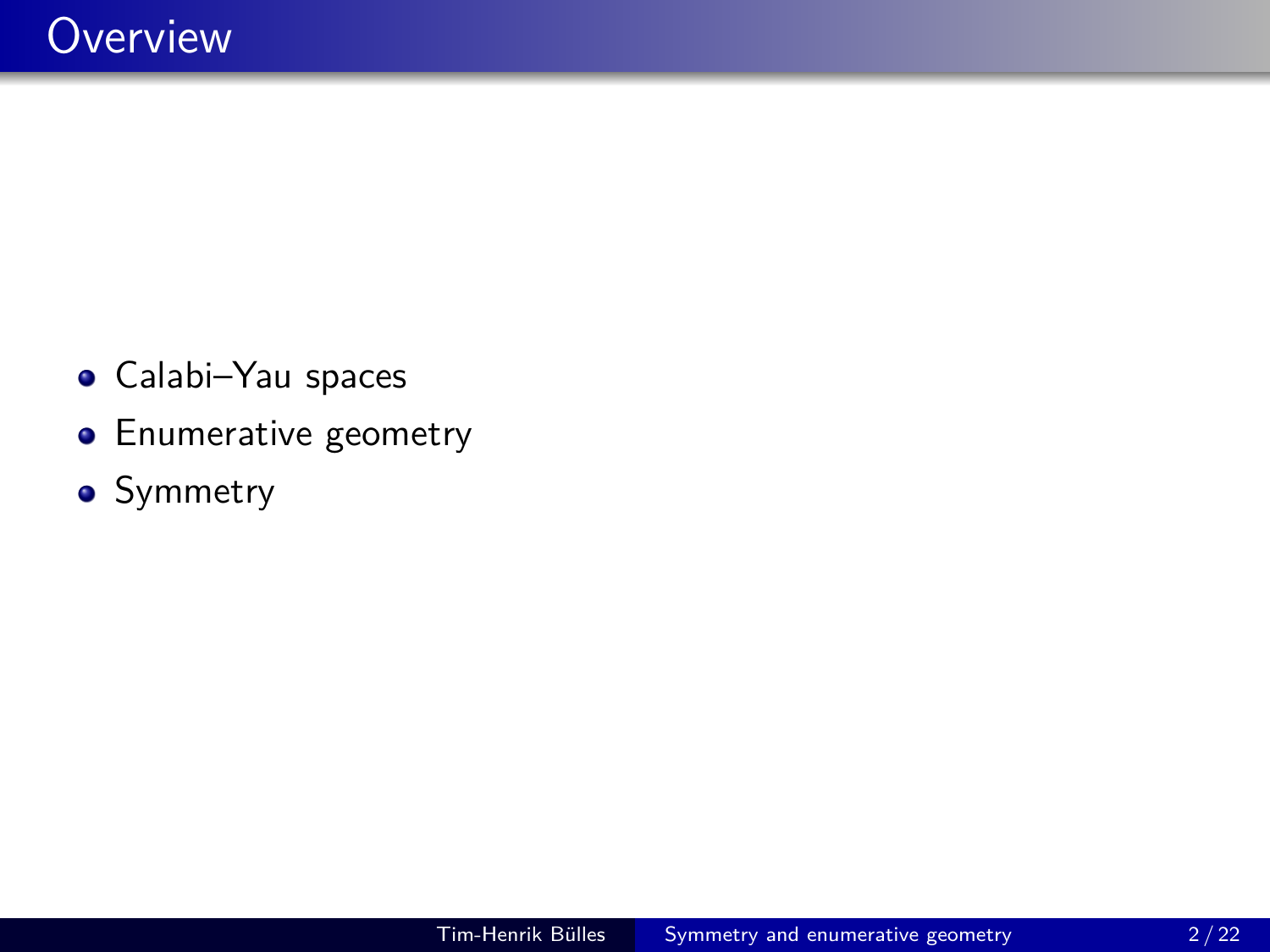# Overview

- Calabi–Yau spaces
- Enumerative geometry
- Symmetry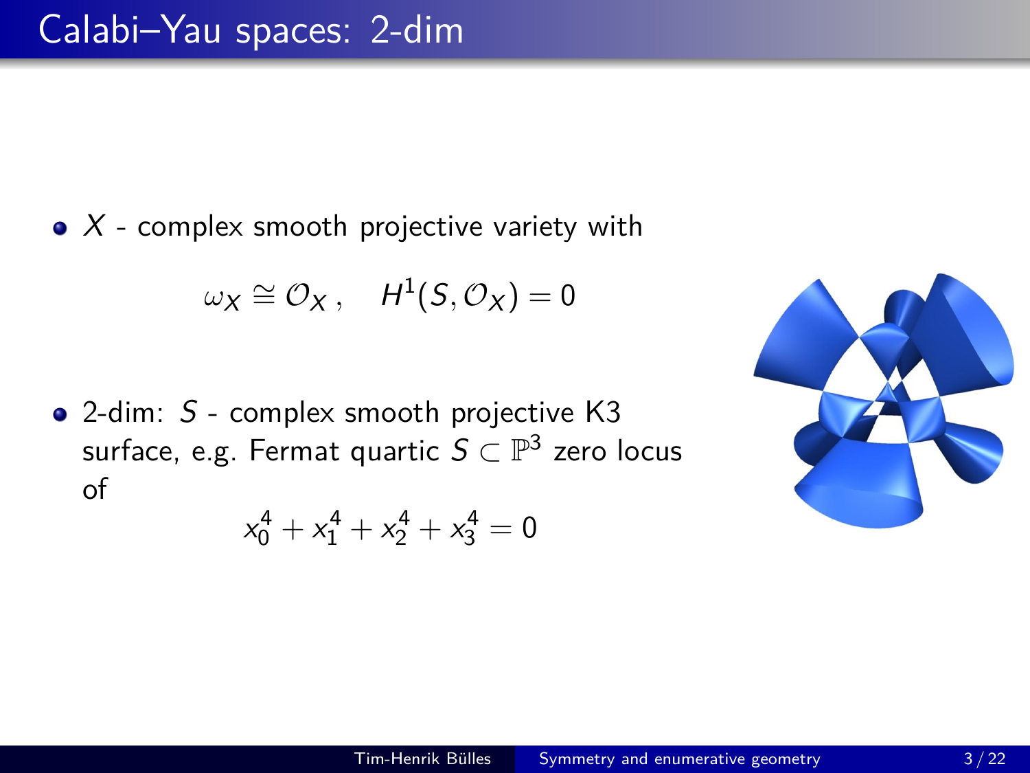# Calabi–Yau spaces: 2-dim

- $X$ - complex smooth projective variety with

$$\omega_X \cong \mathcal{O}_X\,, \quad H^1(S, \mathcal{O}_X) = 0$$

- 2-dim: $S$ - complex smooth projective K3 surface, e.g. Fermat quartic $S \subset \mathbb{P}^3$ zero locus of

$$x_0^4 + x_1^4 + x_2^4 + x_3^4 = 0$$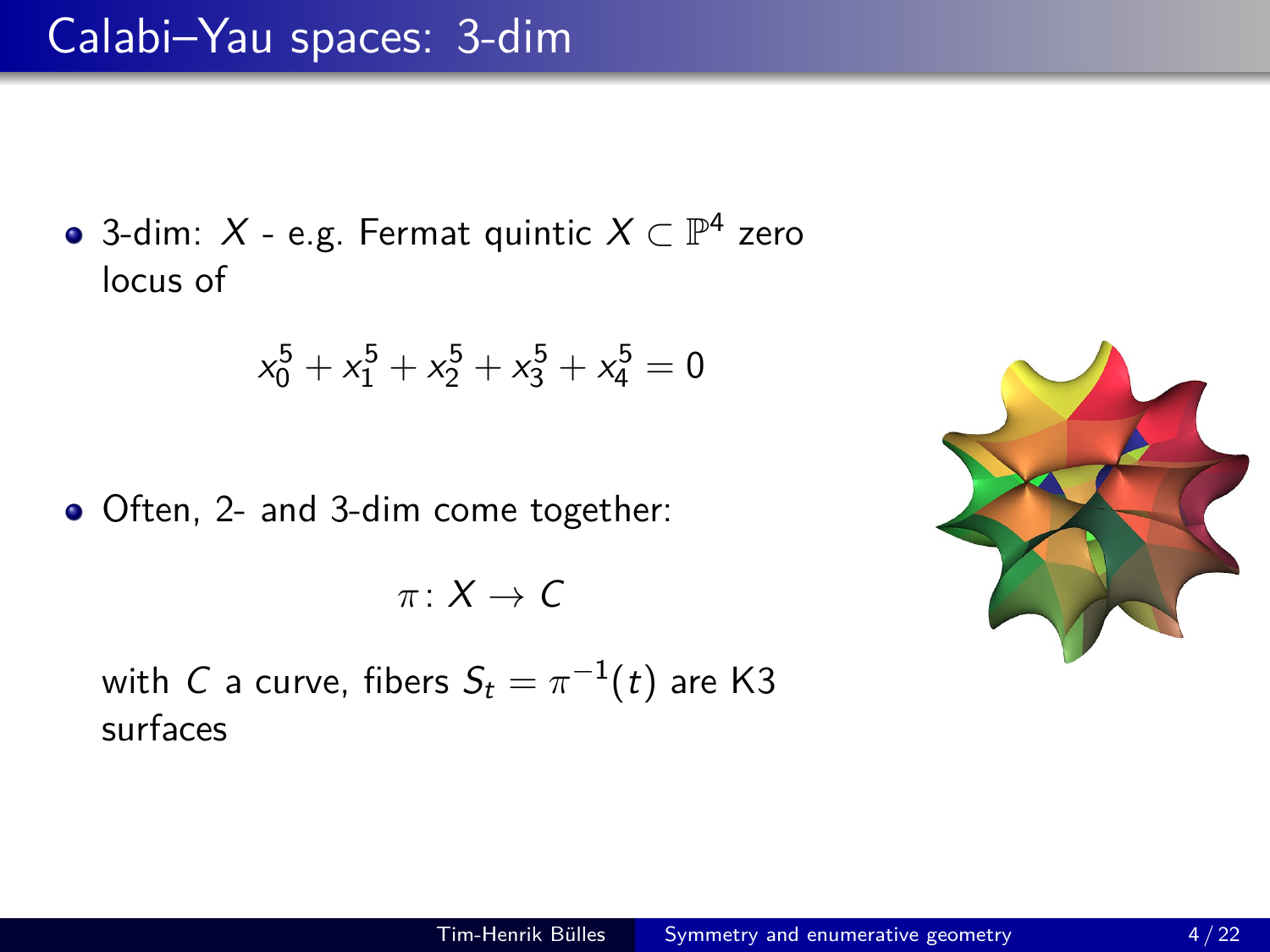# Calabi–Yau spaces: 3-dim

- 3-dim: $X$ - e.g. Fermat quintic $X \subset \mathbb{P}^4$ zero locus of

$$x_0^5 + x_1^5 + x_2^5 + x_3^5 + x_4^5 = 0$$

- Often, 2- and 3-dim come together:

$$\pi \colon X \to C$$

  with $C$ a curve, fibers $S_t = \pi^{-1}(t)$ are K3 surfaces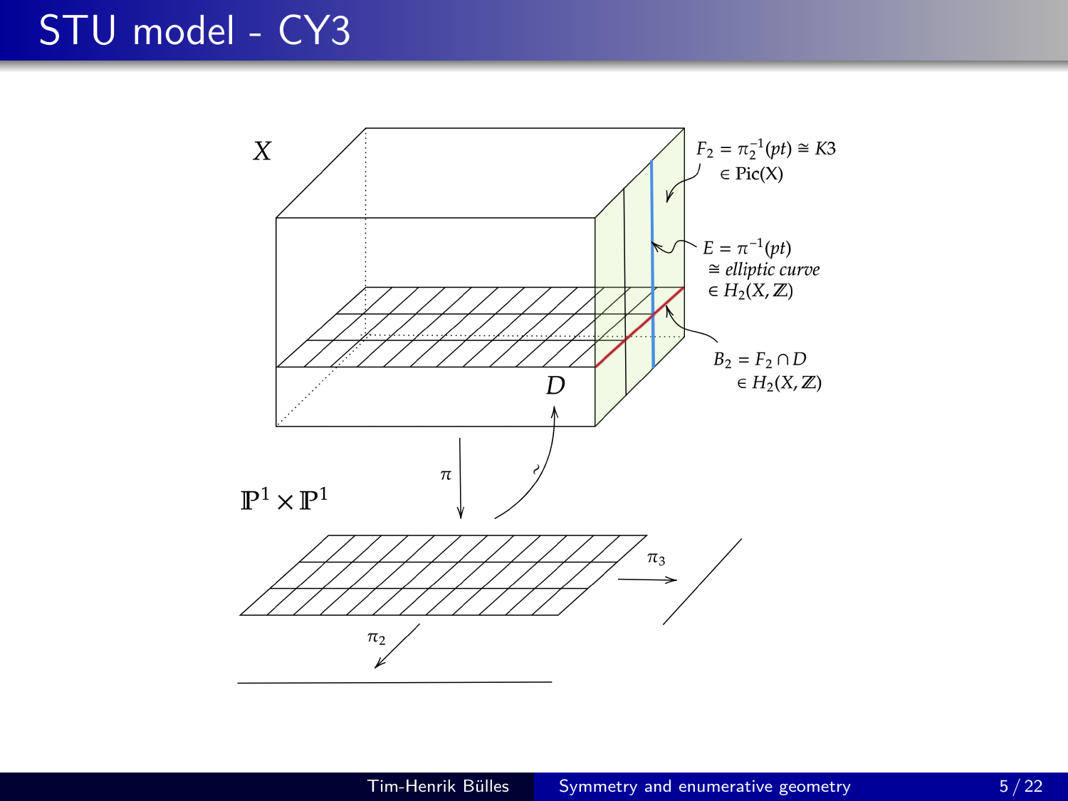# STU model - CY3

$X$

$F_2 = \pi_2^{-1}(pt) \cong K3$
$\in \mathrm{Pic}(X)$

$E = \pi^{-1}(pt)$
$\cong$ *elliptic curve*
$\in H_2(X, \mathbb{Z})$

$B_2 = F_2 \cap D$
$\in H_2(X, \mathbb{Z})$

$D$

$\pi$

$\sim$

$\mathbb{P}^1 \times \mathbb{P}^1$

$\pi_3$

$\pi_2$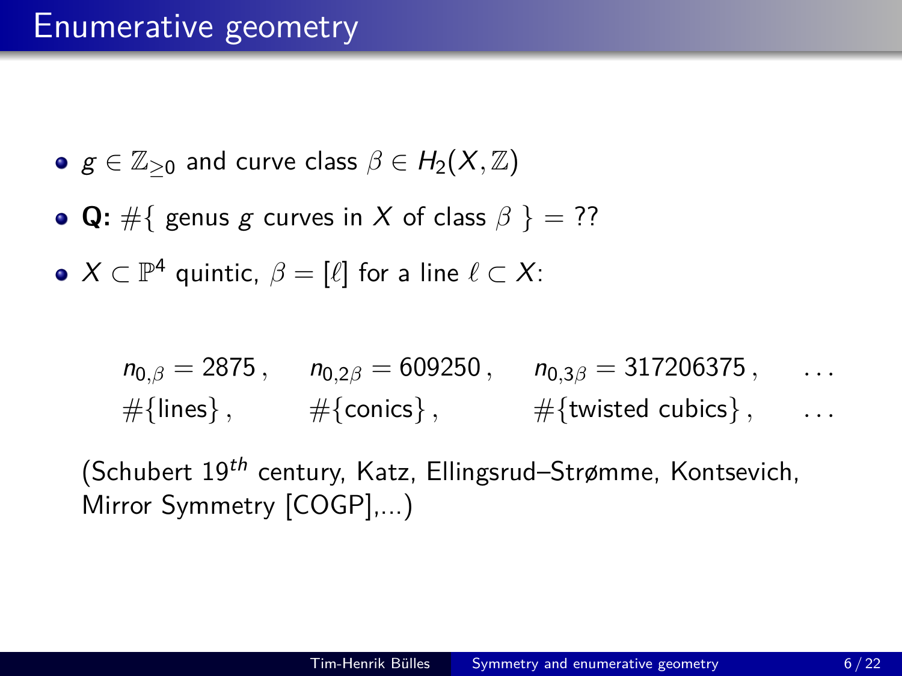# Enumerative geometry

- $g \in \mathbb{Z}_{\geq 0}$ and curve class $\beta \in H_2(X, \mathbb{Z})$
- **Q:** $\#\{$ genus $g$ curves in $X$ of class $\beta$ $\} = ??$
- $X \subset \mathbb{P}^4$ quintic, $\beta = [\ell]$ for a line $\ell \subset X$:

$$
\begin{array}{llll}
n_{0,\beta} = 2875\,, & n_{0,2\beta} = 609250\,, & n_{0,3\beta} = 317206375\,, & \ldots \\
\#\{\text{lines}\}\,, & \#\{\text{conics}\}\,, & \#\{\text{twisted cubics}\}\,, & \ldots
\end{array}
$$

(Schubert $19^{th}$ century, Katz, Ellingsrud–Strømme, Kontsevich, Mirror Symmetry [COGP],...)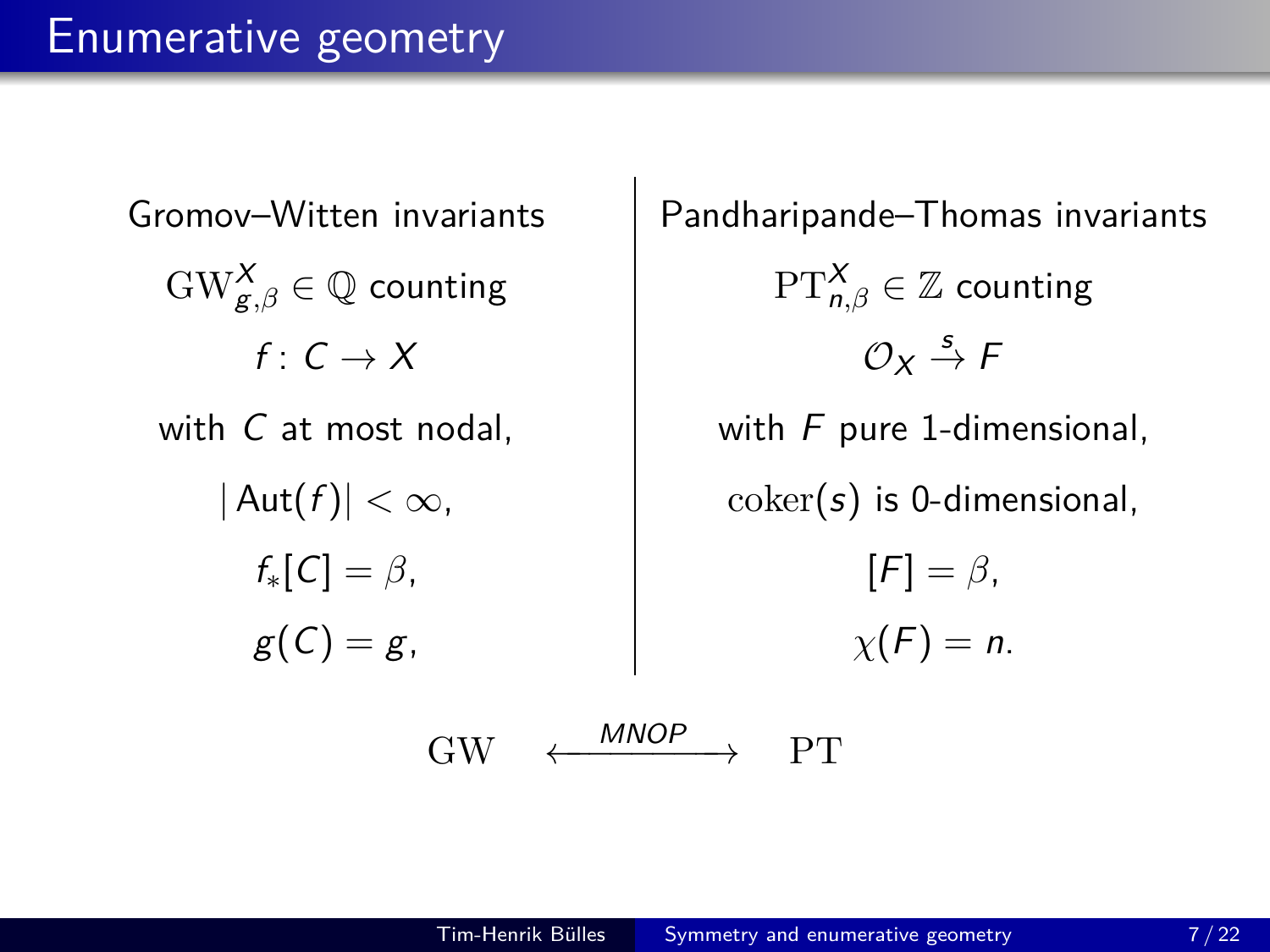# Enumerative geometry

**Gromov–Witten invariants**

$\mathrm{GW}^X_{g,\beta} \in \mathbb{Q}$ counting

$f\colon C \to X$

with $C$ at most nodal,

$|\mathrm{Aut}(f)| < \infty$,

$f_*[C] = \beta$,

$g(C) = g$,

**Pandharipande–Thomas invariants**

$\mathrm{PT}^X_{n,\beta} \in \mathbb{Z}$ counting

$\mathcal{O}_X \xrightarrow{s} F$

with $F$ pure 1-dimensional,

$\mathrm{coker}(s)$ is 0-dimensional,

$[F] = \beta$,

$\chi(F) = n$.

$$\mathrm{GW} \quad \xleftrightarrow{\;MNOP\;} \quad \mathrm{PT}$$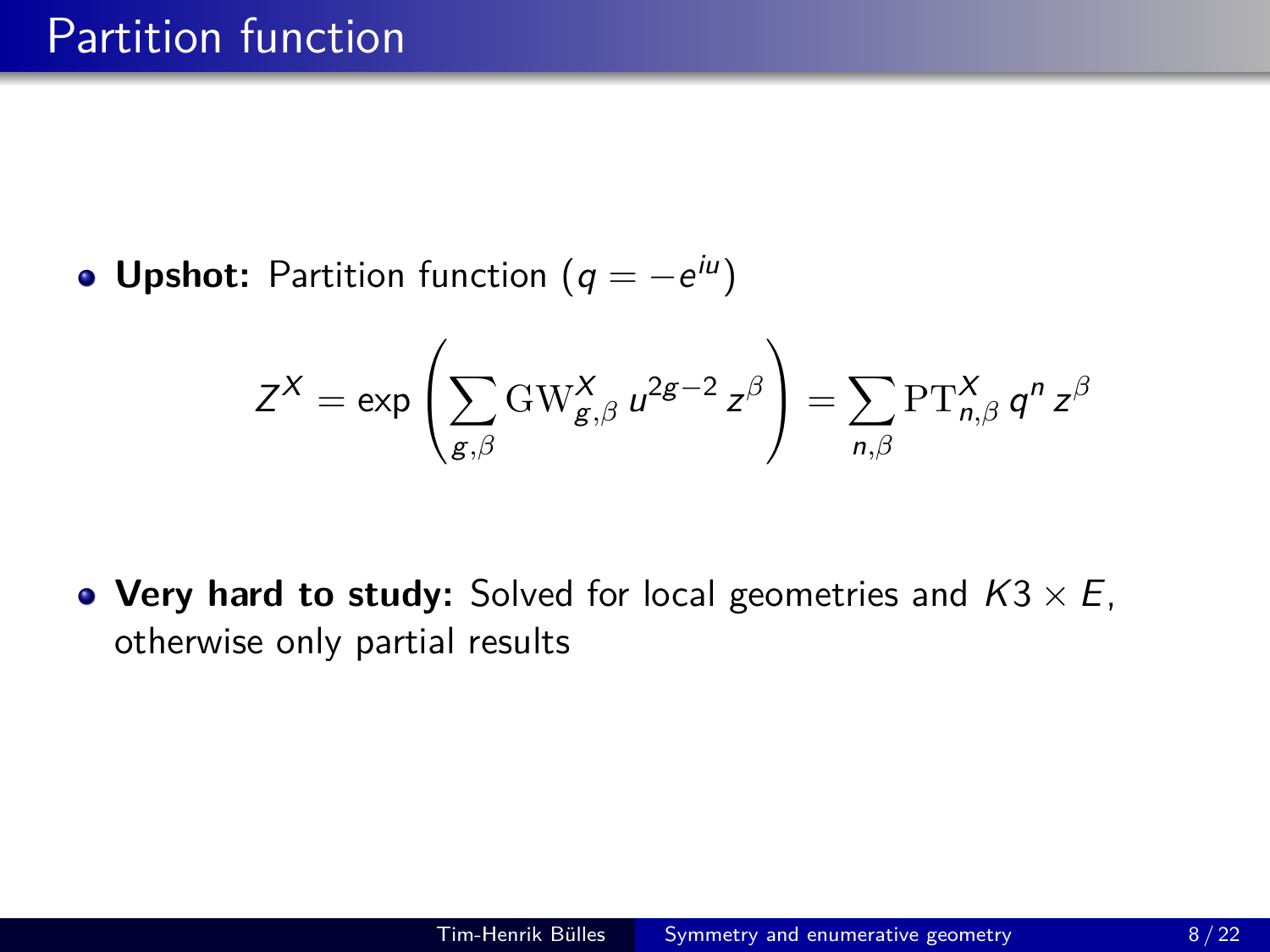# Partition function

- **Upshot:** Partition function ($q = -e^{iu}$)

$$Z^X = \exp\left(\sum_{g,\beta} \mathrm{GW}^X_{g,\beta}\, u^{2g-2}\, z^\beta\right) = \sum_{n,\beta} \mathrm{PT}^X_{n,\beta}\, q^n\, z^\beta$$

- **Very hard to study:** Solved for local geometries and $K3 \times E$, otherwise only partial results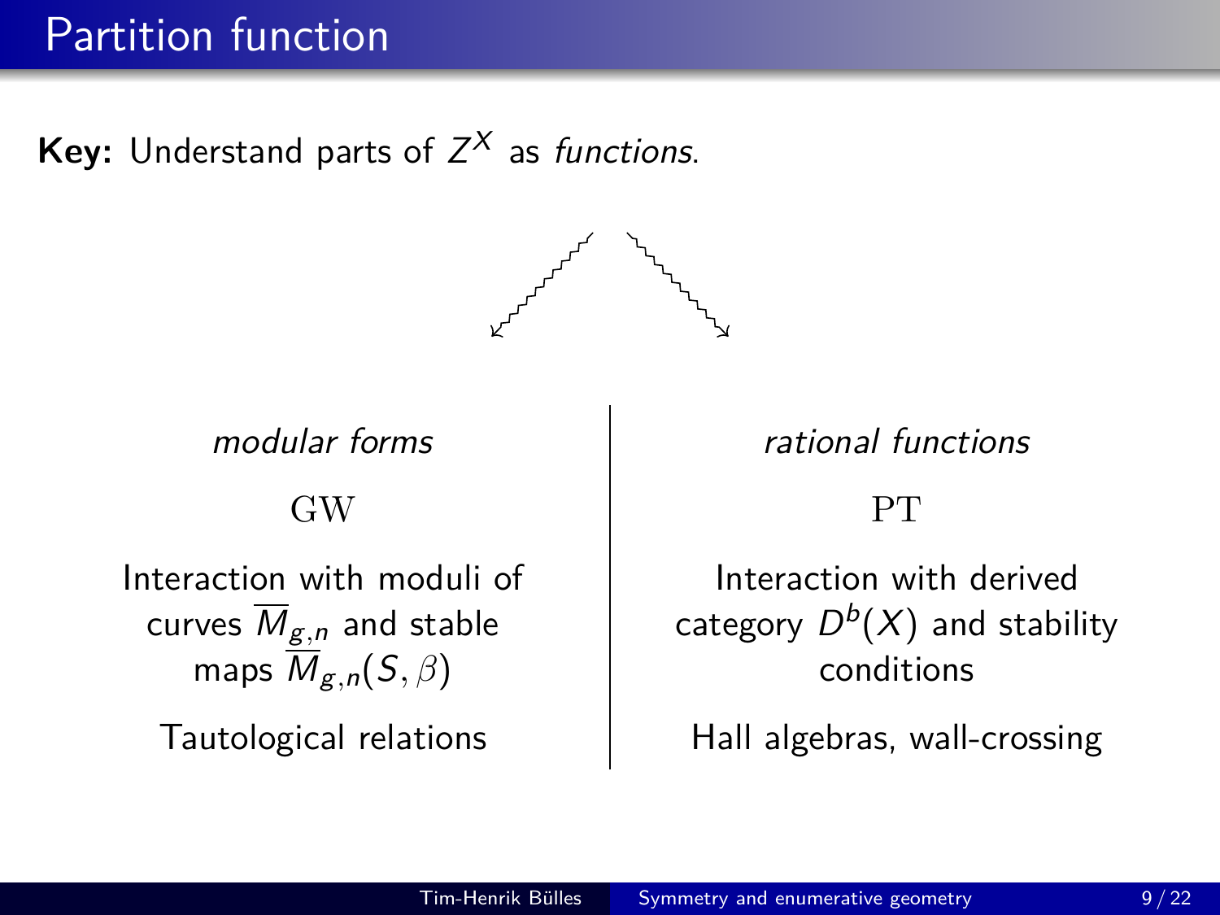# Partition function

**Key:** Understand parts of $Z^X$ as *functions*.

*modular forms*

GW

Interaction with moduli of curves $\overline{M}_{g,n}$ and stable maps $\overline{M}_{g,n}(S, \beta)$

Tautological relations

*rational functions*

PT

Interaction with derived category $D^b(X)$ and stability conditions

Hall algebras, wall-crossing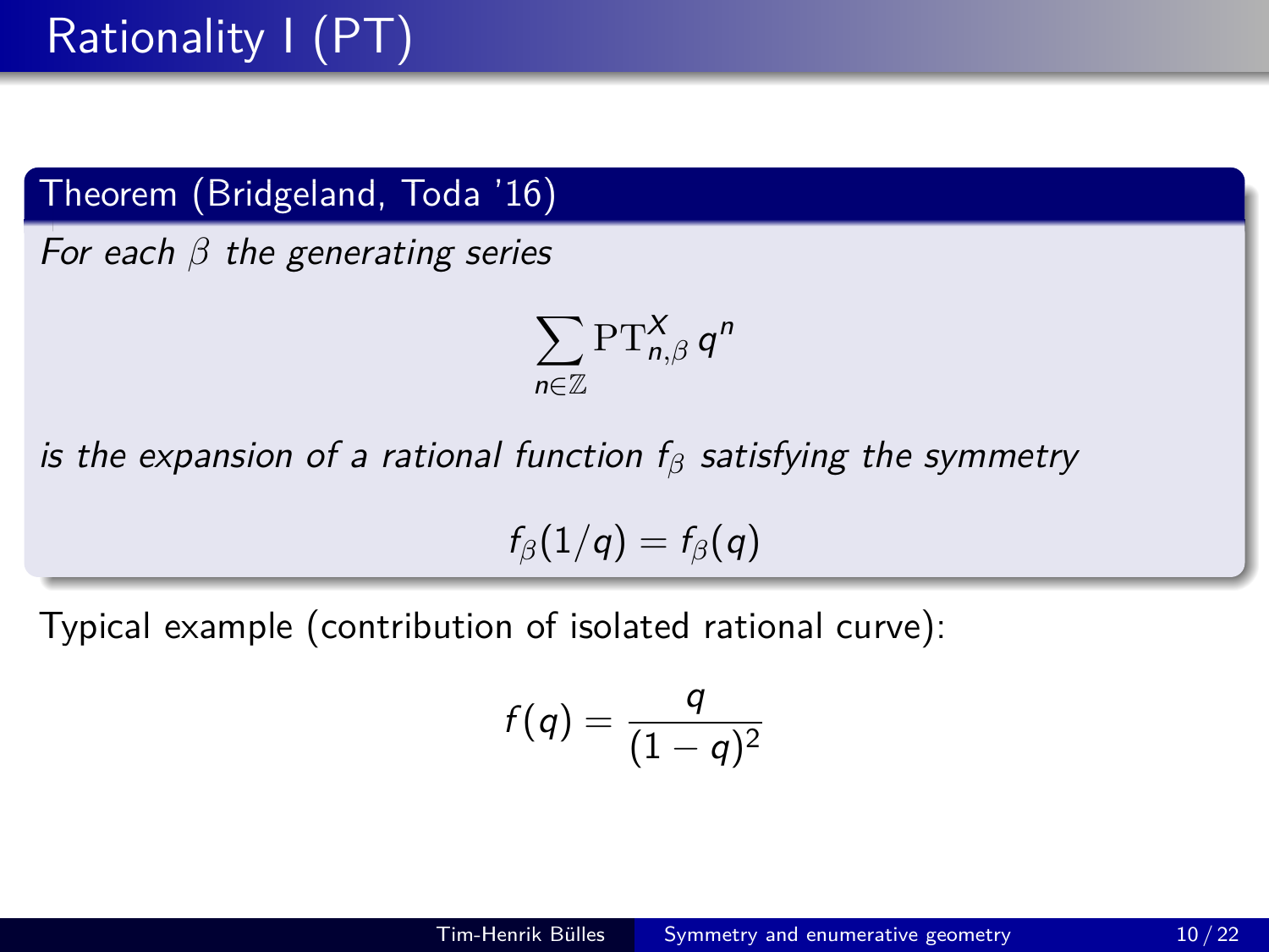# Rationality I (PT)

**Theorem (Bridgeland, Toda '16)**

*For each $\beta$ the generating series*

$$\sum_{n \in \mathbb{Z}} \mathrm{PT}^X_{n,\beta}\, q^n$$

*is the expansion of a rational function $f_\beta$ satisfying the symmetry*

$$f_\beta(1/q) = f_\beta(q)$$

Typical example (contribution of isolated rational curve):

$$f(q) = \frac{q}{(1-q)^2}$$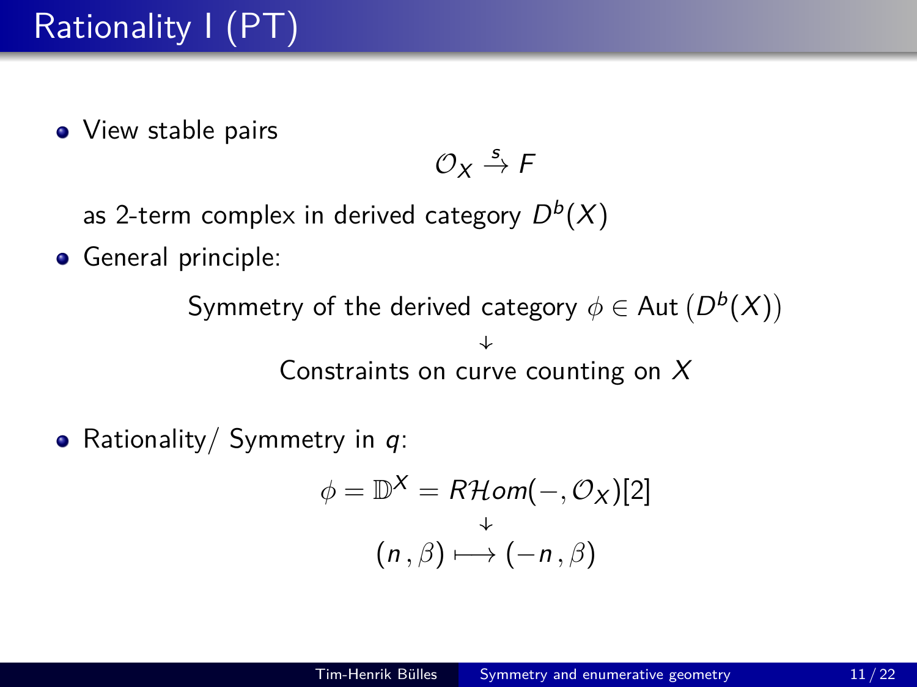# Rationality I (PT)

- View stable pairs

$$\mathcal{O}_X \xrightarrow{s} F$$

  as 2-term complex in derived category $D^b(X)$

- General principle:

$$\text{Symmetry of the derived category } \phi \in \text{Aut}\left(D^b(X)\right)$$
$$\downarrow$$
$$\text{Constraints on curve counting on } X$$

- Rationality/ Symmetry in $q$:

$$\phi = \mathbb{D}^X = R\mathcal{H}om(-, \mathcal{O}_X)[2]$$
$$\downarrow$$
$$(n\,, \beta) \longmapsto (-n\,, \beta)$$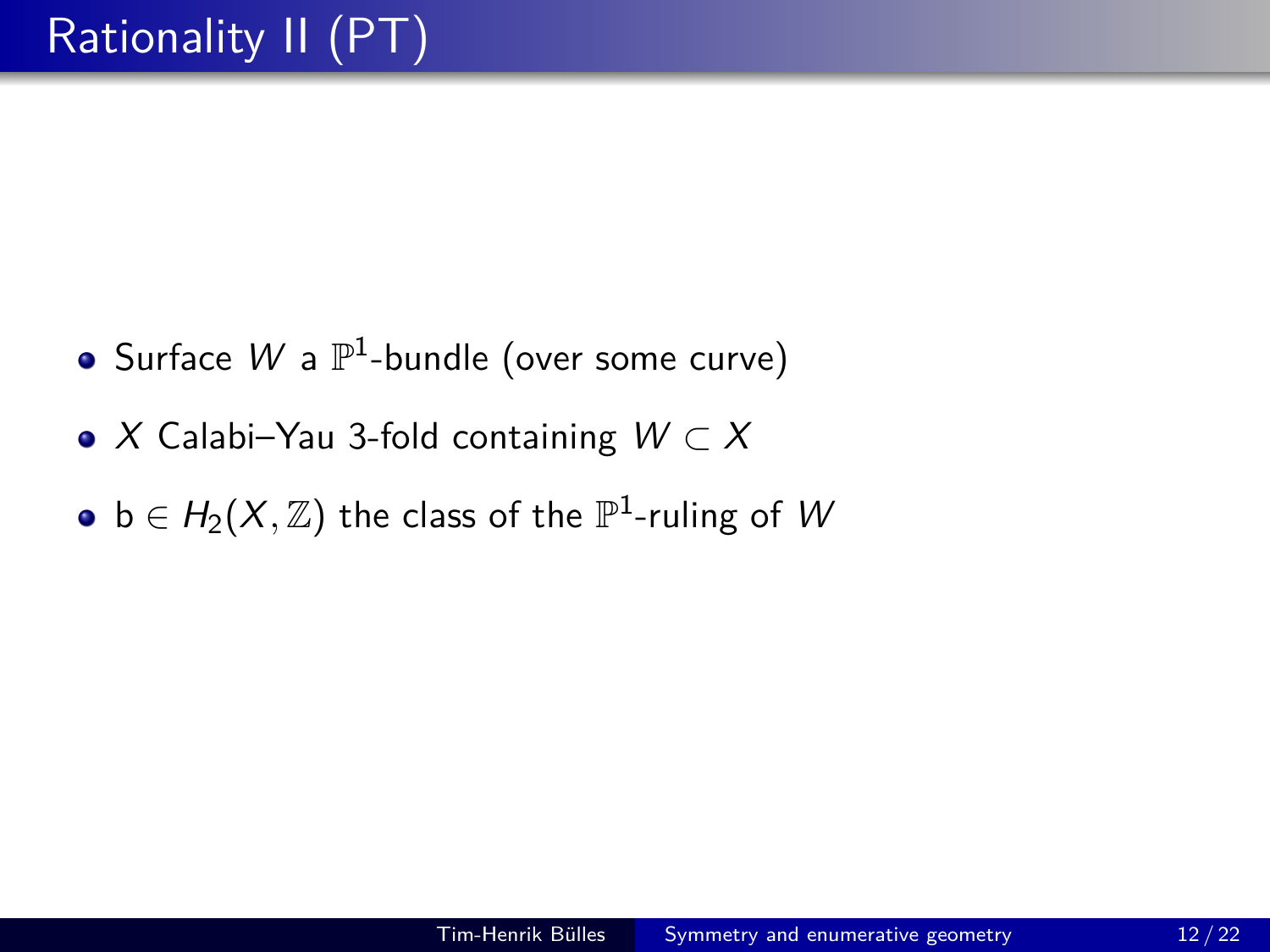# Rationality II (PT)

- Surface $W$ a $\mathbb{P}^1$-bundle (over some curve)
- $X$ Calabi–Yau 3-fold containing $W \subset X$
- $\mathsf{b} \in H_2(X, \mathbb{Z})$ the class of the $\mathbb{P}^1$-ruling of $W$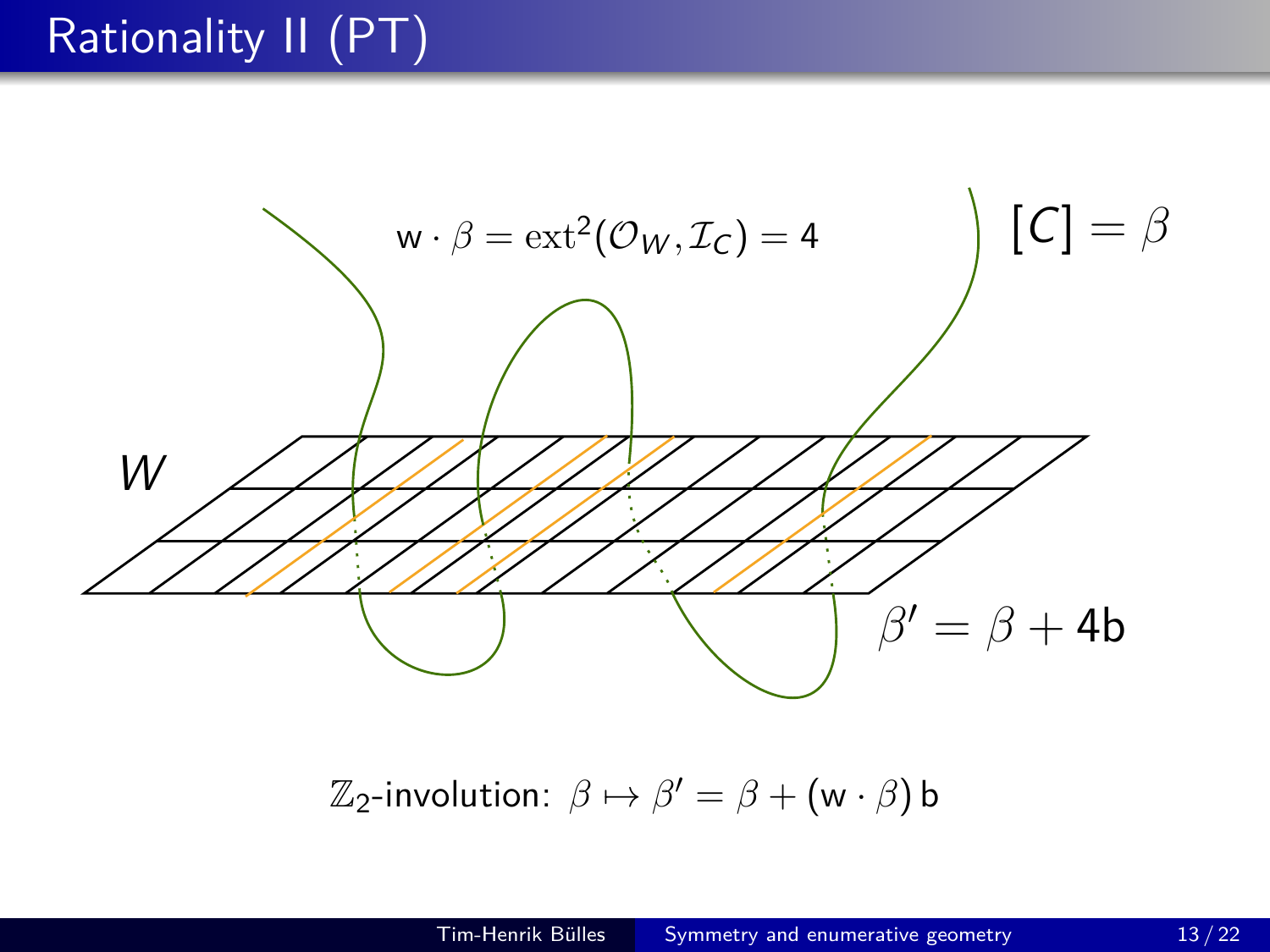# Rationality II (PT)

$$\mathsf{w} \cdot \beta = \operatorname{ext}^2(\mathcal{O}_W, \mathcal{I}_C) = 4$$

$[C] = \beta$

$W$

$\beta' = \beta + 4\mathsf{b}$

$\mathbb{Z}_2$-involution: $\beta \mapsto \beta' = \beta + (\mathsf{w} \cdot \beta)\,\mathsf{b}$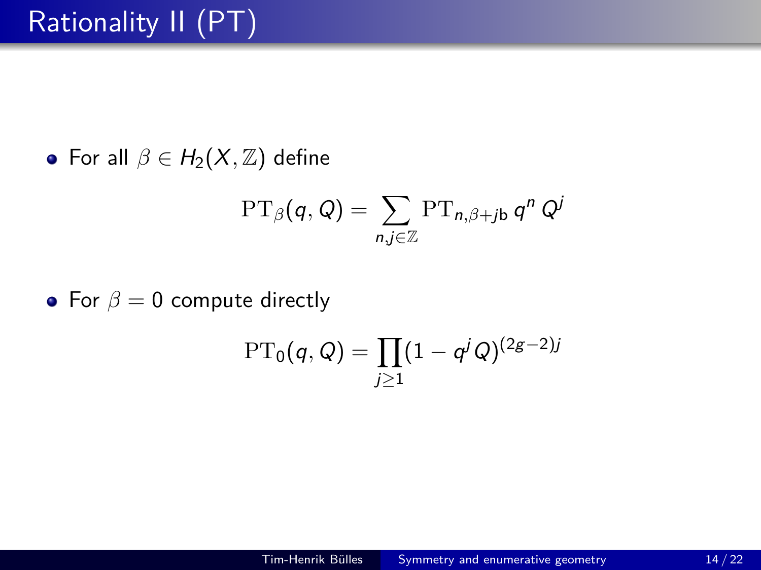# Rationality II (PT)

- For all $\beta \in H_2(X, \mathbb{Z})$ define

$$\mathrm{PT}_\beta(q, Q) = \sum_{n,j \in \mathbb{Z}} \mathrm{PT}_{n,\beta + j\mathsf{b}}\, q^n\, Q^j$$

- For $\beta = 0$ compute directly

$$\mathrm{PT}_0(q, Q) = \prod_{j \geq 1} (1 - q^j Q)^{(2g-2)j}$$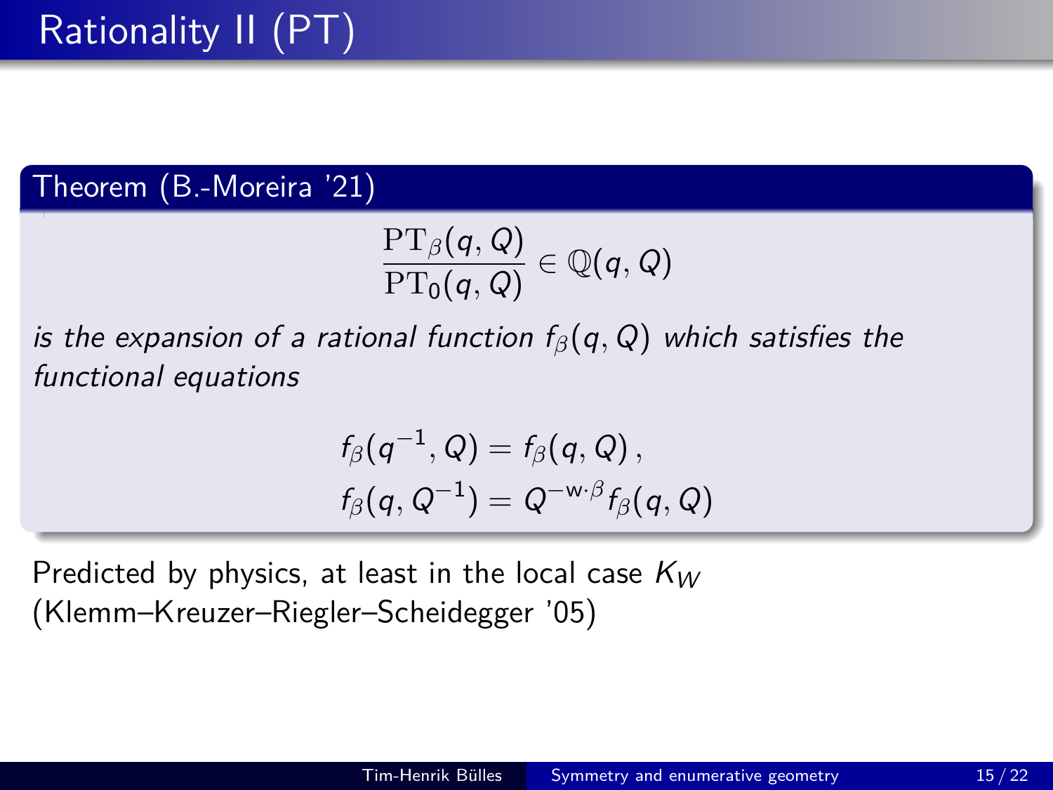# Rationality II (PT)

**Theorem (B.-Moreira '21)**

$$\frac{\mathrm{PT}_\beta(q,Q)}{\mathrm{PT}_0(q,Q)} \in \mathbb{Q}(q,Q)$$

*is the expansion of a rational function $f_\beta(q,Q)$ which satisfies the functional equations*

$$f_\beta(q^{-1},Q) = f_\beta(q,Q)\,,$$
$$f_\beta(q,Q^{-1}) = Q^{-\mathsf{w}\cdot\beta} f_\beta(q,Q)$$

Predicted by physics, at least in the local case $K_W$ (Klemm–Kreuzer–Riegler–Scheidegger '05)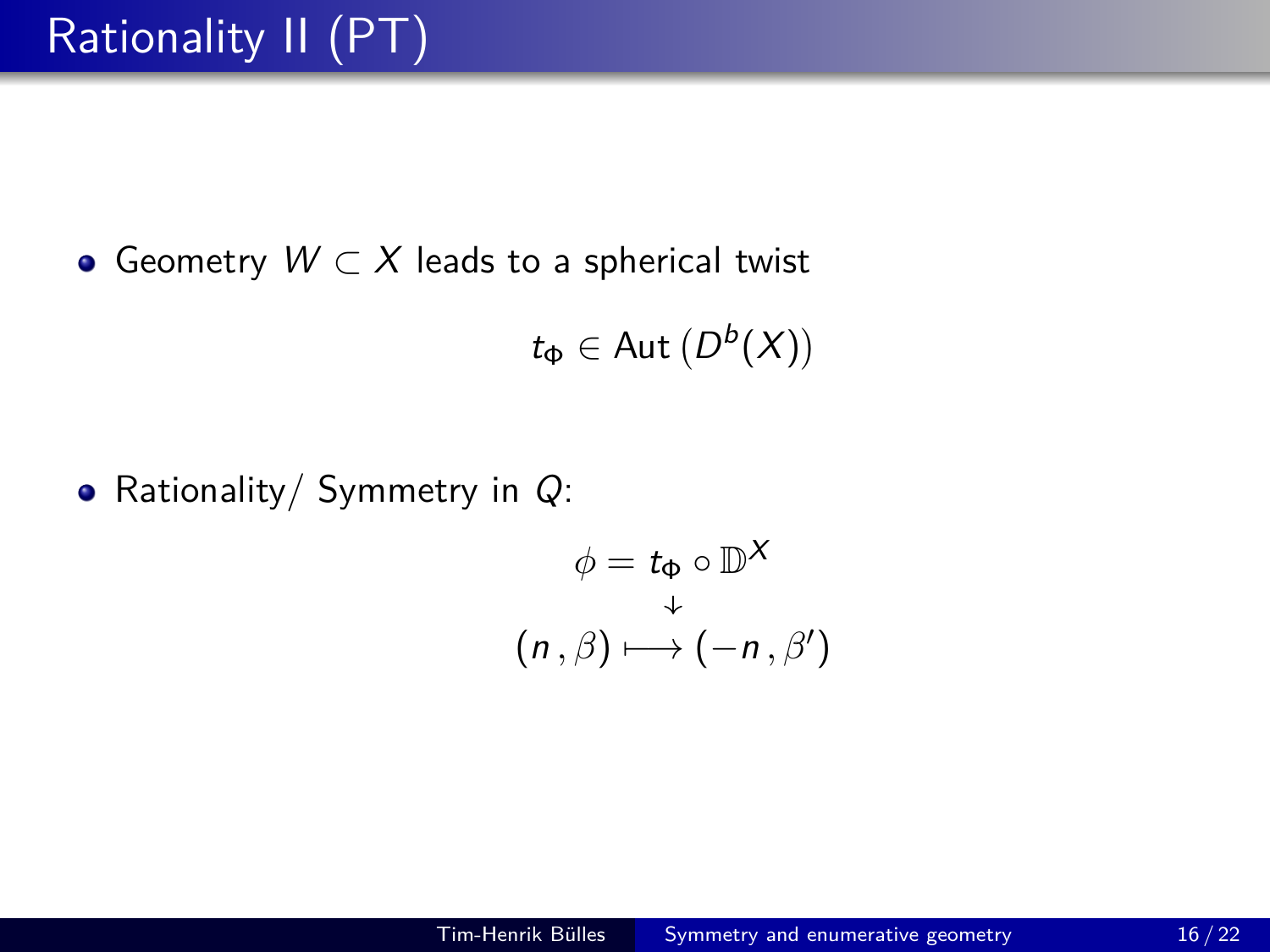# Rationality II (PT)

- Geometry $W \subset X$ leads to a spherical twist

$$t_\Phi \in \mathrm{Aut}\left(D^b(X)\right)$$

- Rationality/ Symmetry in $Q$:

$$\begin{array}{c} \phi = t_\Phi \circ \mathbb{D}^X \\ \downarrow \\ (n\,,\beta) \longmapsto (-n\,,\beta') \end{array}$$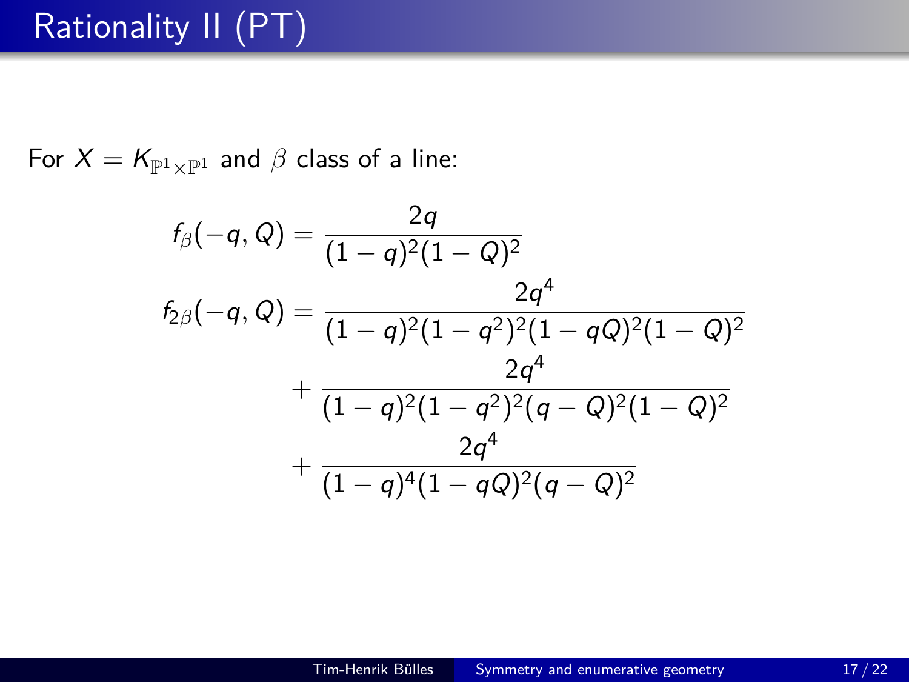# Rationality II (PT)

For $X = K_{\mathbb{P}^1 \times \mathbb{P}^1}$ and $\beta$ class of a line:

$$
\begin{aligned}
f_\beta(-q, Q) &= \frac{2q}{(1-q)^2(1-Q)^2} \\
f_{2\beta}(-q, Q) &= \frac{2q^4}{(1-q)^2(1-q^2)^2(1-qQ)^2(1-Q)^2} \\
&\quad + \frac{2q^4}{(1-q)^2(1-q^2)^2(q-Q)^2(1-Q)^2} \\
&\quad + \frac{2q^4}{(1-q)^4(1-qQ)^2(q-Q)^2}
\end{aligned}
$$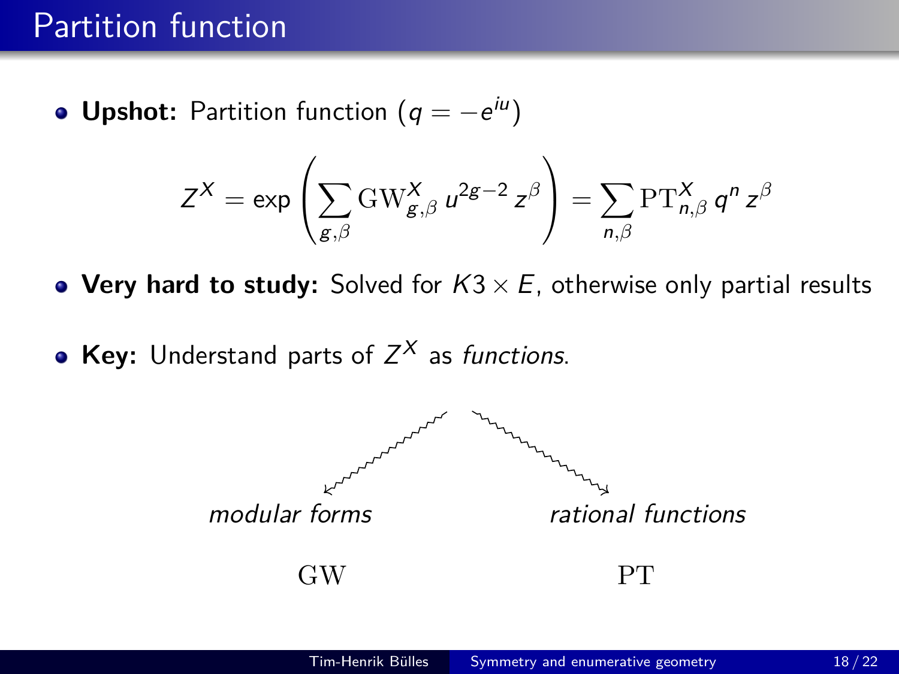# Partition function

- **Upshot:** Partition function ($q = -e^{iu}$)

$$Z^X = \exp\left(\sum_{g,\beta} \mathrm{GW}^X_{g,\beta}\, u^{2g-2}\, z^\beta\right) = \sum_{n,\beta} \mathrm{PT}^X_{n,\beta}\, q^n\, z^\beta$$

- **Very hard to study:** Solved for $K3 \times E$, otherwise only partial results

- **Key:** Understand parts of $Z^X$ as *functions*.

*modular forms* — GW

*rational functions* — PT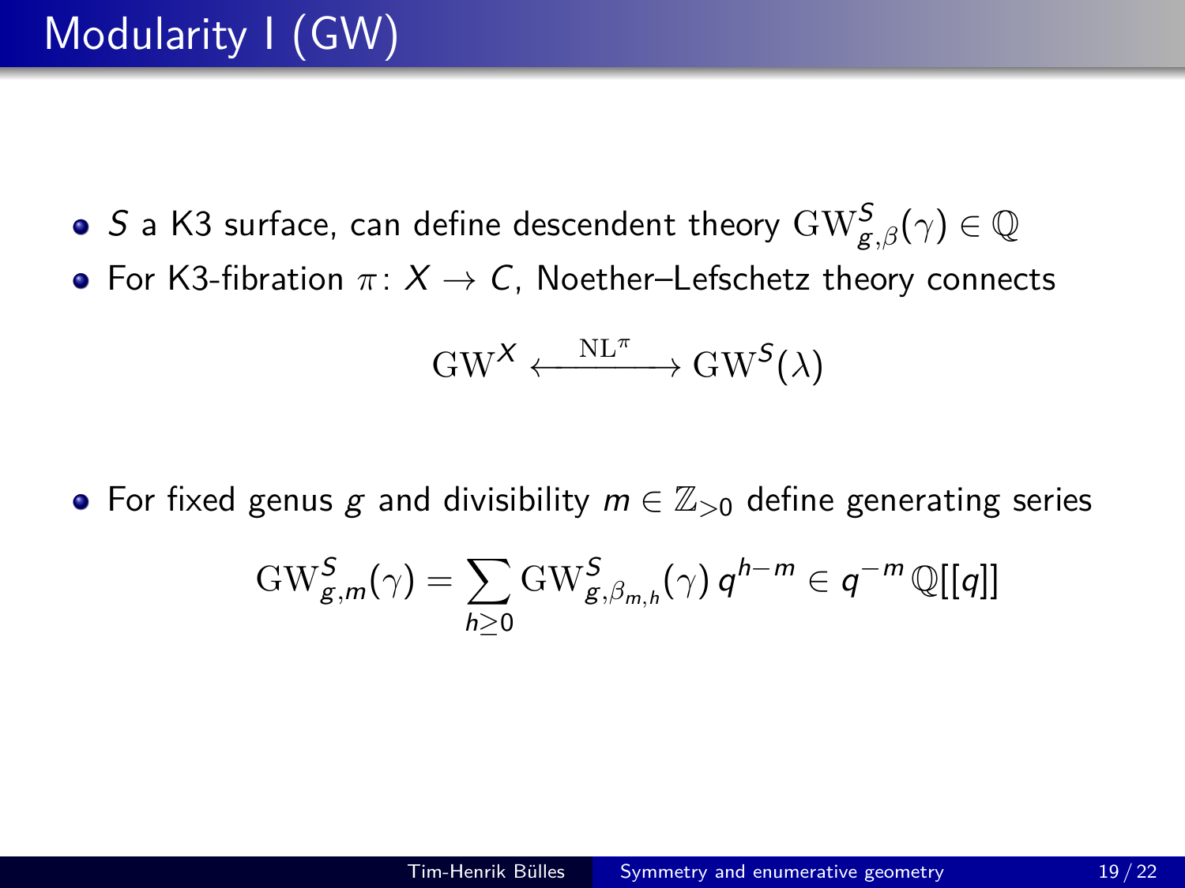# Modularity I (GW)

- $S$ a K3 surface, can define descendent theory $\mathrm{GW}^S_{g,\beta}(\gamma) \in \mathbb{Q}$
- For K3-fibration $\pi\colon X \to C$, Noether–Lefschetz theory connects

$$\mathrm{GW}^X \xleftrightarrow{\;\mathrm{NL}^\pi\;} \mathrm{GW}^S(\lambda)$$

- For fixed genus $g$ and divisibility $m \in \mathbb{Z}_{>0}$ define generating series

$$\mathrm{GW}^S_{g,m}(\gamma) = \sum_{h \geq 0} \mathrm{GW}^S_{g,\beta_{m,h}}(\gamma)\, q^{h-m} \in q^{-m}\,\mathbb{Q}[[q]]$$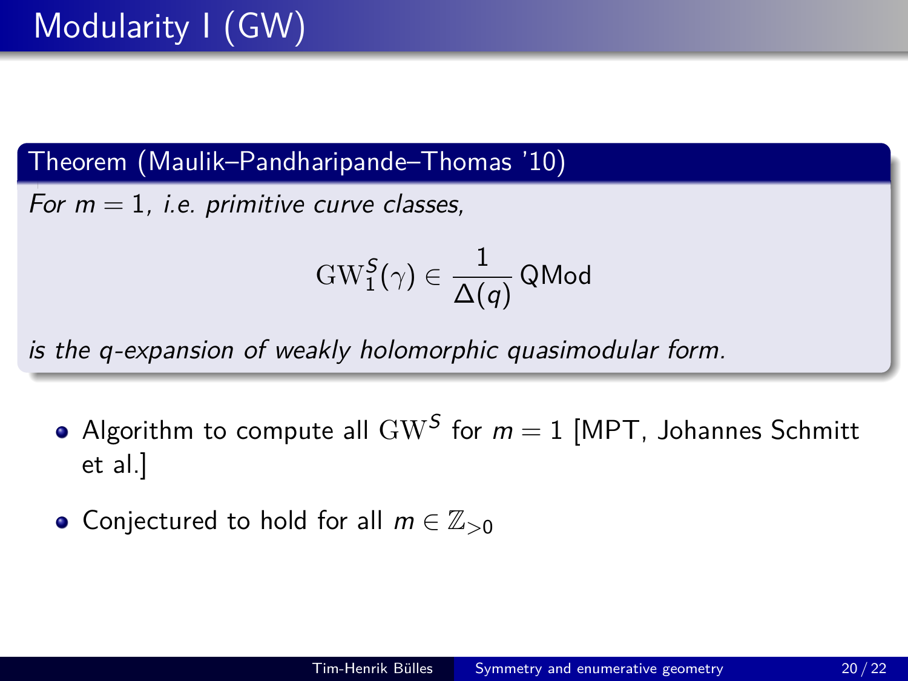# Modularity I (GW)

**Theorem (Maulik–Pandharipande–Thomas '10)**

*For $m = 1$, i.e. primitive curve classes,*

$$\mathrm{GW}_1^S(\gamma) \in \frac{1}{\Delta(q)}\,\mathsf{QMod}$$

*is the q-expansion of weakly holomorphic quasimodular form.*

- Algorithm to compute all $\mathrm{GW}^S$ for $m = 1$ [MPT, Johannes Schmitt et al.]
- Conjectured to hold for all $m \in \mathbb{Z}_{>0}$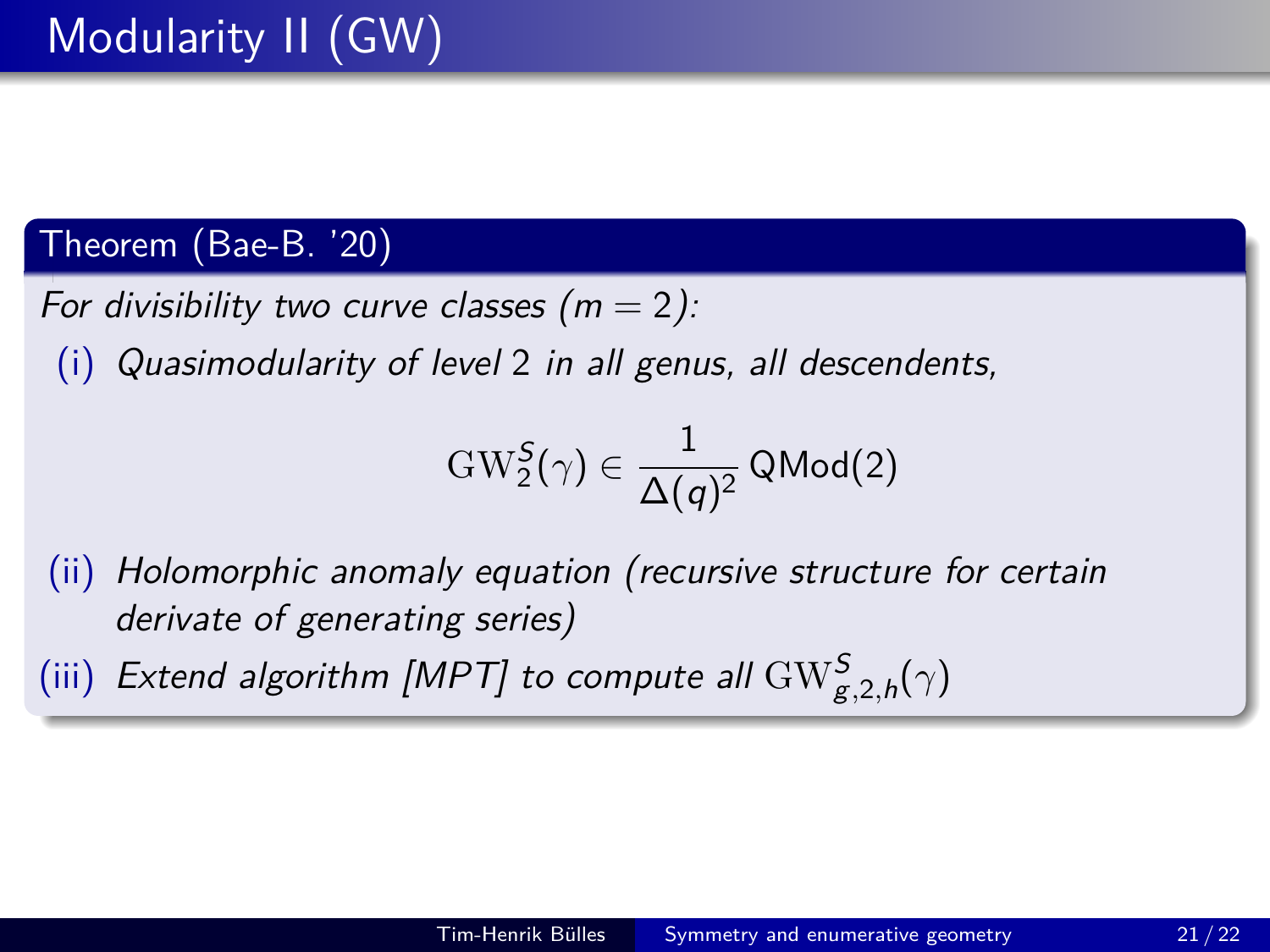# Modularity II (GW)

**Theorem (Bae-B. '20)**

*For divisibility two curve classes ($m = 2$):*

(i) *Quasimodularity of level 2 in all genus, all descendents,*

$$\mathrm{GW}_2^S(\gamma) \in \frac{1}{\Delta(q)^2}\,\mathsf{QMod}(2)$$

(ii) *Holomorphic anomaly equation (recursive structure for certain derivate of generating series)*

(iii) *Extend algorithm [MPT] to compute all $\mathrm{GW}_{g,2,h}^S(\gamma)$*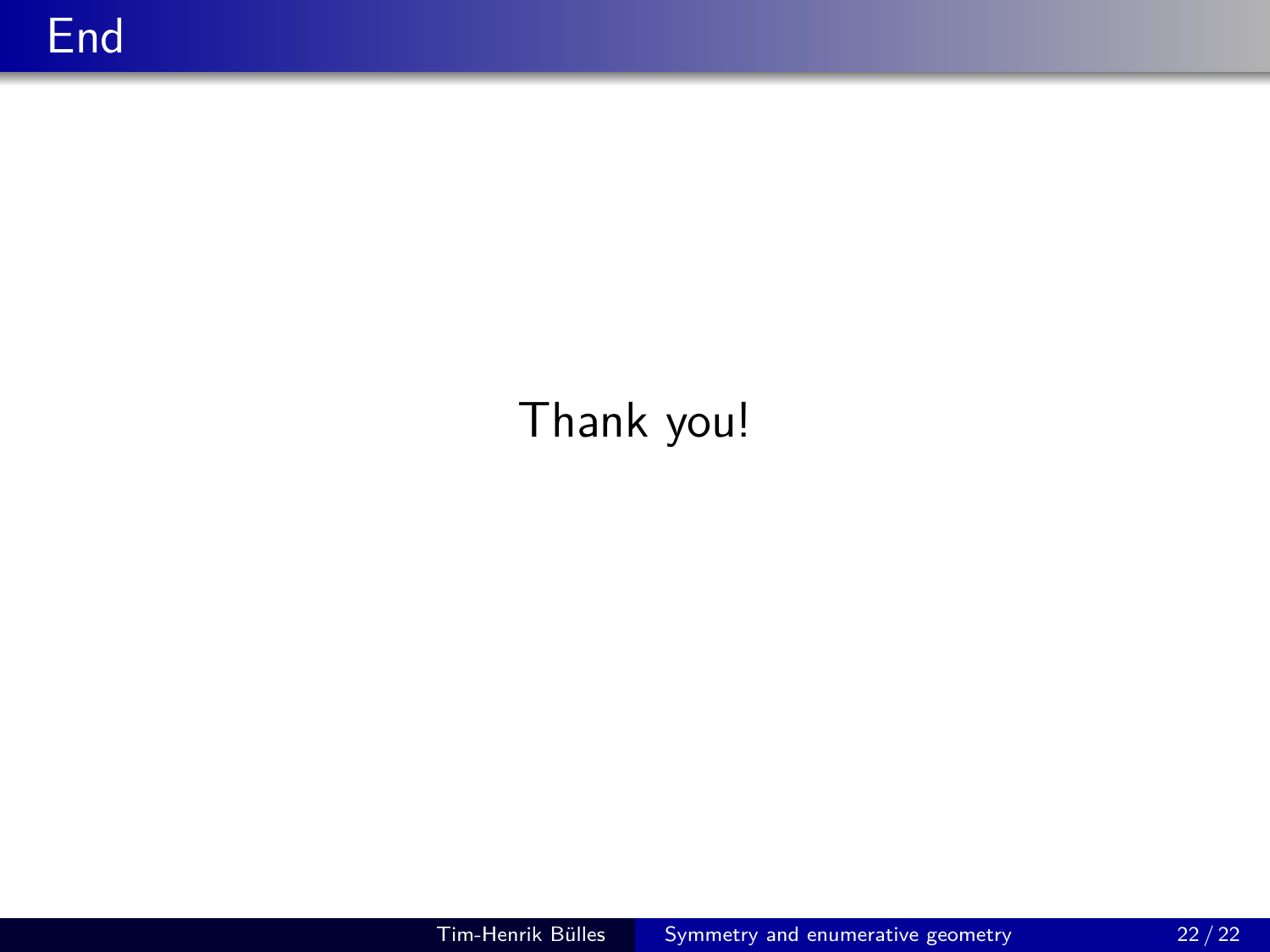# End

Thank you!